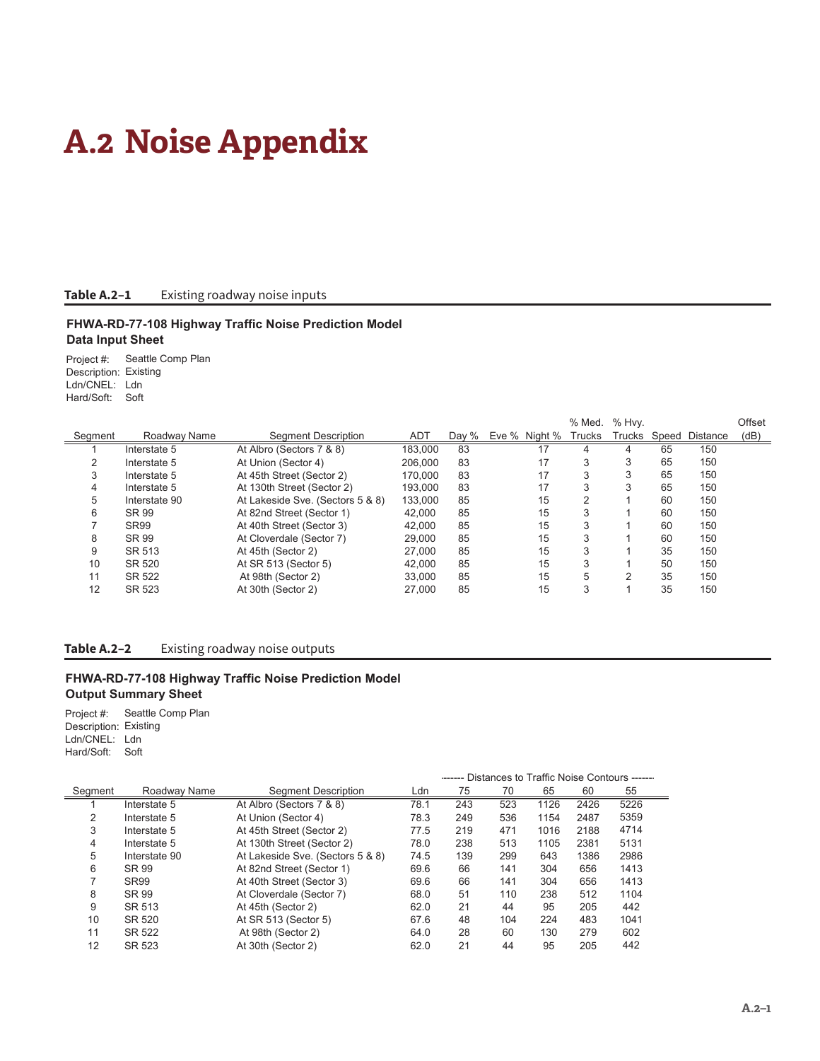# A.2 Noise Appendix

**Table A.2–1** Existing roadway noise inputs

**FHWA-RD-77-108 Highway Traffic Noise Prediction Model**
**Data Input Sheet**

Project #: Seattle Comp Plan
Description: Existing
Ldn/CNEL: Ldn
Hard/Soft: Soft

| Segment | Roadway Name | Segment Description | ADT | Day % | Eve % | Night % | % Med. Trucks | % Hvy. Trucks | Speed | Distance | Offset (dB) |
|---|---|---|---|---|---|---|---|---|---|---|---|
| 1 | Interstate 5 | At Albro (Sectors 7 & 8) | 183,000 | 83 | | 17 | 4 | 4 | 65 | 150 | |
| 2 | Interstate 5 | At Union (Sector 4) | 206,000 | 83 | | 17 | 3 | 3 | 65 | 150 | |
| 3 | Interstate 5 | At 45th Street (Sector 2) | 170,000 | 83 | | 17 | 3 | 3 | 65 | 150 | |
| 4 | Interstate 5 | At 130th Street (Sector 2) | 193,000 | 83 | | 17 | 3 | 3 | 65 | 150 | |
| 5 | Interstate 90 | At Lakeside Sve. (Sectors 5 & 8) | 133,000 | 85 | | 15 | 2 | 1 | 60 | 150 | |
| 6 | SR 99 | At 82nd Street (Sector 1) | 42,000 | 85 | | 15 | 3 | 1 | 60 | 150 | |
| 7 | SR99 | At 40th Street (Sector 3) | 42,000 | 85 | | 15 | 3 | 1 | 60 | 150 | |
| 8 | SR 99 | At Cloverdale (Sector 7) | 29,000 | 85 | | 15 | 3 | 1 | 60 | 150 | |
| 9 | SR 513 | At 45th (Sector 2) | 27,000 | 85 | | 15 | 3 | 1 | 35 | 150 | |
| 10 | SR 520 | At SR 513 (Sector 5) | 42,000 | 85 | | 15 | 3 | 1 | 50 | 150 | |
| 11 | SR 522 | At 98th (Sector 2) | 33,000 | 85 | | 15 | 5 | 2 | 35 | 150 | |
| 12 | SR 523 | At 30th (Sector 2) | 27,000 | 85 | | 15 | 3 | 1 | 35 | 150 | |

**Table A.2–2** Existing roadway noise outputs

**FHWA-RD-77-108 Highway Traffic Noise Prediction Model**
**Output Summary Sheet**

Project #: Seattle Comp Plan
Description: Existing
Ldn/CNEL: Ldn
Hard/Soft: Soft

| Segment | Roadway Name | Segment Description | Ldn | ------- Distances to Traffic Noise Contours ------- | | | | |
|---|---|---|---|---|---|---|---|---|
| | | | | 75 | 70 | 65 | 60 | 55 |
| 1 | Interstate 5 | At Albro (Sectors 7 & 8) | 78.1 | 243 | 523 | 1126 | 2426 | 5226 |
| 2 | Interstate 5 | At Union (Sector 4) | 78.3 | 249 | 536 | 1154 | 2487 | 5359 |
| 3 | Interstate 5 | At 45th Street (Sector 2) | 77.5 | 219 | 471 | 1016 | 2188 | 4714 |
| 4 | Interstate 5 | At 130th Street (Sector 2) | 78.0 | 238 | 513 | 1105 | 2381 | 5131 |
| 5 | Interstate 90 | At Lakeside Sve. (Sectors 5 & 8) | 74.5 | 139 | 299 | 643 | 1386 | 2986 |
| 6 | SR 99 | At 82nd Street (Sector 1) | 69.6 | 66 | 141 | 304 | 656 | 1413 |
| 7 | SR99 | At 40th Street (Sector 3) | 69.6 | 66 | 141 | 304 | 656 | 1413 |
| 8 | SR 99 | At Cloverdale (Sector 7) | 68.0 | 51 | 110 | 238 | 512 | 1104 |
| 9 | SR 513 | At 45th (Sector 2) | 62.0 | 21 | 44 | 95 | 205 | 442 |
| 10 | SR 520 | At SR 513 (Sector 5) | 67.6 | 48 | 104 | 224 | 483 | 1041 |
| 11 | SR 522 | At 98th (Sector 2) | 64.0 | 28 | 60 | 130 | 279 | 602 |
| 12 | SR 523 | At 30th (Sector 2) | 62.0 | 21 | 44 | 95 | 205 | 442 |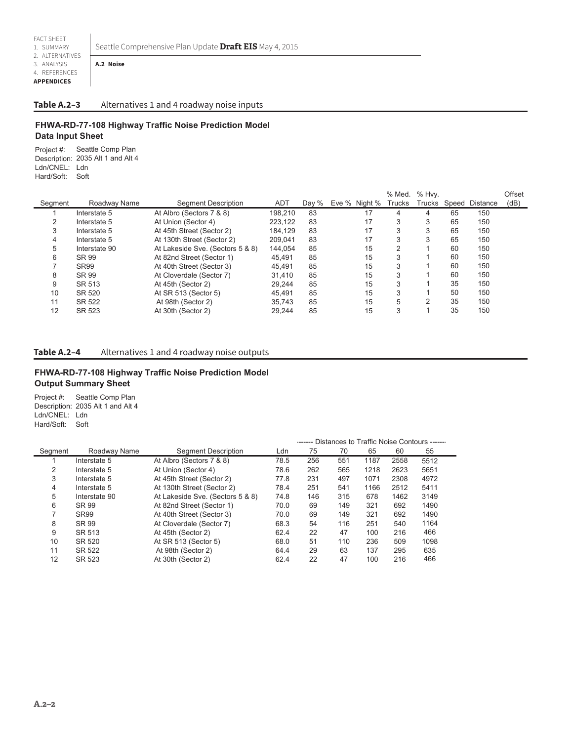### Table A.2–3 Alternatives 1 and 4 roadway noise inputs

**FHWA-RD-77-108 Highway Traffic Noise Prediction Model**
**Data Input Sheet**

Project #: Seattle Comp Plan
Description: 2035 Alt 1 and Alt 4
Ldn/CNEL: Ldn
Hard/Soft: Soft

| Segment | Roadway Name | Segment Description | ADT | Day % | Eve % | Night % | % Med. Trucks | % Hvy. Trucks | Speed | Distance | Offset (dB) |
|---|---|---|---|---|---|---|---|---|---|---|---|
| 1 | Interstate 5 | At Albro (Sectors 7 & 8) | 198,210 | 83 | | 17 | 4 | 4 | 65 | 150 | |
| 2 | Interstate 5 | At Union (Sector 4) | 223,122 | 83 | | 17 | 3 | 3 | 65 | 150 | |
| 3 | Interstate 5 | At 45th Street (Sector 2) | 184,129 | 83 | | 17 | 3 | 3 | 65 | 150 | |
| 4 | Interstate 5 | At 130th Street (Sector 2) | 209,041 | 83 | | 17 | 3 | 3 | 65 | 150 | |
| 5 | Interstate 90 | At Lakeside Sve. (Sectors 5 & 8) | 144,054 | 85 | | 15 | 2 | 1 | 60 | 150 | |
| 6 | SR 99 | At 82nd Street (Sector 1) | 45,491 | 85 | | 15 | 3 | 1 | 60 | 150 | |
| 7 | SR99 | At 40th Street (Sector 3) | 45,491 | 85 | | 15 | 3 | 1 | 60 | 150 | |
| 8 | SR 99 | At Cloverdale (Sector 7) | 31,410 | 85 | | 15 | 3 | 1 | 60 | 150 | |
| 9 | SR 513 | At 45th (Sector 2) | 29,244 | 85 | | 15 | 3 | 1 | 35 | 150 | |
| 10 | SR 520 | At SR 513 (Sector 5) | 45,491 | 85 | | 15 | 3 | 1 | 50 | 150 | |
| 11 | SR 522 | At 98th (Sector 2) | 35,743 | 85 | | 15 | 5 | 2 | 35 | 150 | |
| 12 | SR 523 | At 30th (Sector 2) | 29,244 | 85 | | 15 | 3 | 1 | 35 | 150 | |

### Table A.2–4 Alternatives 1 and 4 roadway noise outputs

**FHWA-RD-77-108 Highway Traffic Noise Prediction Model**
**Output Summary Sheet**

Project #: Seattle Comp Plan
Description: 2035 Alt 1 and Alt 4
Ldn/CNEL: Ldn
Hard/Soft: Soft

| | | | | Distances to Traffic Noise Contours | | | | |
|---|---|---|---|---|---|---|---|---|
| Segment | Roadway Name | Segment Description | Ldn | 75 | 70 | 65 | 60 | 55 |
| 1 | Interstate 5 | At Albro (Sectors 7 & 8) | 78.5 | 256 | 551 | 1187 | 2558 | 5512 |
| 2 | Interstate 5 | At Union (Sector 4) | 78.6 | 262 | 565 | 1218 | 2623 | 5651 |
| 3 | Interstate 5 | At 45th Street (Sector 2) | 77.8 | 231 | 497 | 1071 | 2308 | 4972 |
| 4 | Interstate 5 | At 130th Street (Sector 2) | 78.4 | 251 | 541 | 1166 | 2512 | 5411 |
| 5 | Interstate 90 | At Lakeside Sve. (Sectors 5 & 8) | 74.8 | 146 | 315 | 678 | 1462 | 3149 |
| 6 | SR 99 | At 82nd Street (Sector 1) | 70.0 | 69 | 149 | 321 | 692 | 1490 |
| 7 | SR99 | At 40th Street (Sector 3) | 70.0 | 69 | 149 | 321 | 692 | 1490 |
| 8 | SR 99 | At Cloverdale (Sector 7) | 68.3 | 54 | 116 | 251 | 540 | 1164 |
| 9 | SR 513 | At 45th (Sector 2) | 62.4 | 22 | 47 | 100 | 216 | 466 |
| 10 | SR 520 | At SR 513 (Sector 5) | 68.0 | 51 | 110 | 236 | 509 | 1098 |
| 11 | SR 522 | At 98th (Sector 2) | 64.4 | 29 | 63 | 137 | 295 | 635 |
| 12 | SR 523 | At 30th (Sector 2) | 62.4 | 22 | 47 | 100 | 216 | 466 |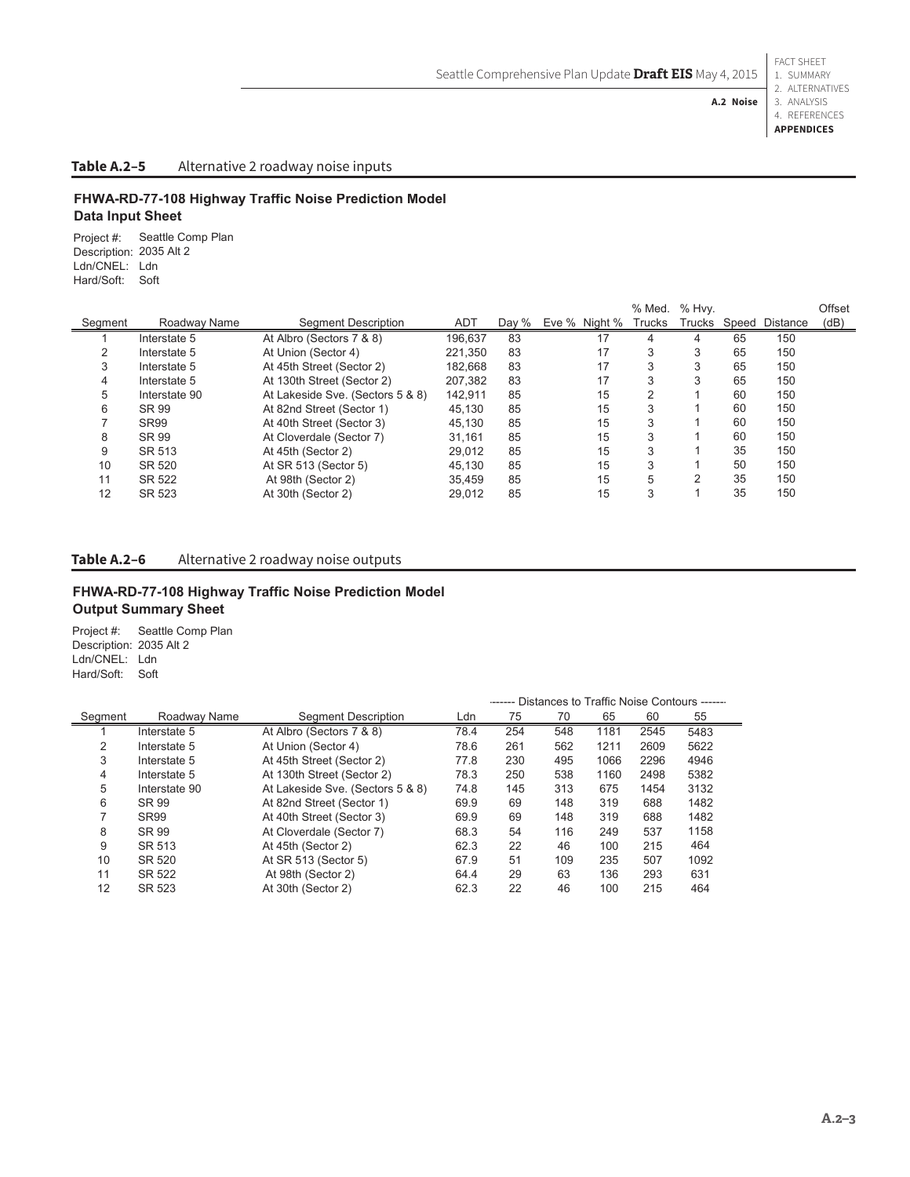**Table A.2–5** Alternative 2 roadway noise inputs

### FHWA-RD-77-108 Highway Traffic Noise Prediction Model
### Data Input Sheet

Project #: Seattle Comp Plan
Description: 2035 Alt 2
Ldn/CNEL: Ldn
Hard/Soft: Soft

| Segment | Roadway Name | Segment Description | ADT | Day % | Eve % | Night % | % Med. Trucks | % Hvy. Trucks | Speed | Distance | Offset (dB) |
|---|---|---|---|---|---|---|---|---|---|---|---|
| 1 | Interstate 5 | At Albro (Sectors 7 & 8) | 196,637 | 83 | | 17 | 4 | 4 | 65 | 150 | |
| 2 | Interstate 5 | At Union (Sector 4) | 221,350 | 83 | | 17 | 3 | 3 | 65 | 150 | |
| 3 | Interstate 5 | At 45th Street (Sector 2) | 182,668 | 83 | | 17 | 3 | 3 | 65 | 150 | |
| 4 | Interstate 5 | At 130th Street (Sector 2) | 207,382 | 83 | | 17 | 3 | 3 | 65 | 150 | |
| 5 | Interstate 90 | At Lakeside Sve. (Sectors 5 & 8) | 142,911 | 85 | | 15 | 2 | 1 | 60 | 150 | |
| 6 | SR 99 | At 82nd Street (Sector 1) | 45,130 | 85 | | 15 | 3 | 1 | 60 | 150 | |
| 7 | SR99 | At 40th Street (Sector 3) | 45,130 | 85 | | 15 | 3 | 1 | 60 | 150 | |
| 8 | SR 99 | At Cloverdale (Sector 7) | 31,161 | 85 | | 15 | 3 | 1 | 60 | 150 | |
| 9 | SR 513 | At 45th (Sector 2) | 29,012 | 85 | | 15 | 3 | 1 | 35 | 150 | |
| 10 | SR 520 | At SR 513 (Sector 5) | 45,130 | 85 | | 15 | 3 | 1 | 50 | 150 | |
| 11 | SR 522 | At 98th (Sector 2) | 35,459 | 85 | | 15 | 5 | 2 | 35 | 150 | |
| 12 | SR 523 | At 30th (Sector 2) | 29,012 | 85 | | 15 | 3 | 1 | 35 | 150 | |

**Table A.2–6** Alternative 2 roadway noise outputs

### FHWA-RD-77-108 Highway Traffic Noise Prediction Model
### Output Summary Sheet

Project #: Seattle Comp Plan
Description: 2035 Alt 2
Ldn/CNEL: Ldn
Hard/Soft: Soft

| | | | | Distances to Traffic Noise Contours | | | | |
|---|---|---|---|---|---|---|---|---|
| Segment | Roadway Name | Segment Description | Ldn | 75 | 70 | 65 | 60 | 55 |
| 1 | Interstate 5 | At Albro (Sectors 7 & 8) | 78.4 | 254 | 548 | 1181 | 2545 | 5483 |
| 2 | Interstate 5 | At Union (Sector 4) | 78.6 | 261 | 562 | 1211 | 2609 | 5622 |
| 3 | Interstate 5 | At 45th Street (Sector 2) | 77.8 | 230 | 495 | 1066 | 2296 | 4946 |
| 4 | Interstate 5 | At 130th Street (Sector 2) | 78.3 | 250 | 538 | 1160 | 2498 | 5382 |
| 5 | Interstate 90 | At Lakeside Sve. (Sectors 5 & 8) | 74.8 | 145 | 313 | 675 | 1454 | 3132 |
| 6 | SR 99 | At 82nd Street (Sector 1) | 69.9 | 69 | 148 | 319 | 688 | 1482 |
| 7 | SR99 | At 40th Street (Sector 3) | 69.9 | 69 | 148 | 319 | 688 | 1482 |
| 8 | SR 99 | At Cloverdale (Sector 7) | 68.3 | 54 | 116 | 249 | 537 | 1158 |
| 9 | SR 513 | At 45th (Sector 2) | 62.3 | 22 | 46 | 100 | 215 | 464 |
| 10 | SR 520 | At SR 513 (Sector 5) | 67.9 | 51 | 109 | 235 | 507 | 1092 |
| 11 | SR 522 | At 98th (Sector 2) | 64.4 | 29 | 63 | 136 | 293 | 631 |
| 12 | SR 523 | At 30th (Sector 2) | 62.3 | 22 | 46 | 100 | 215 | 464 |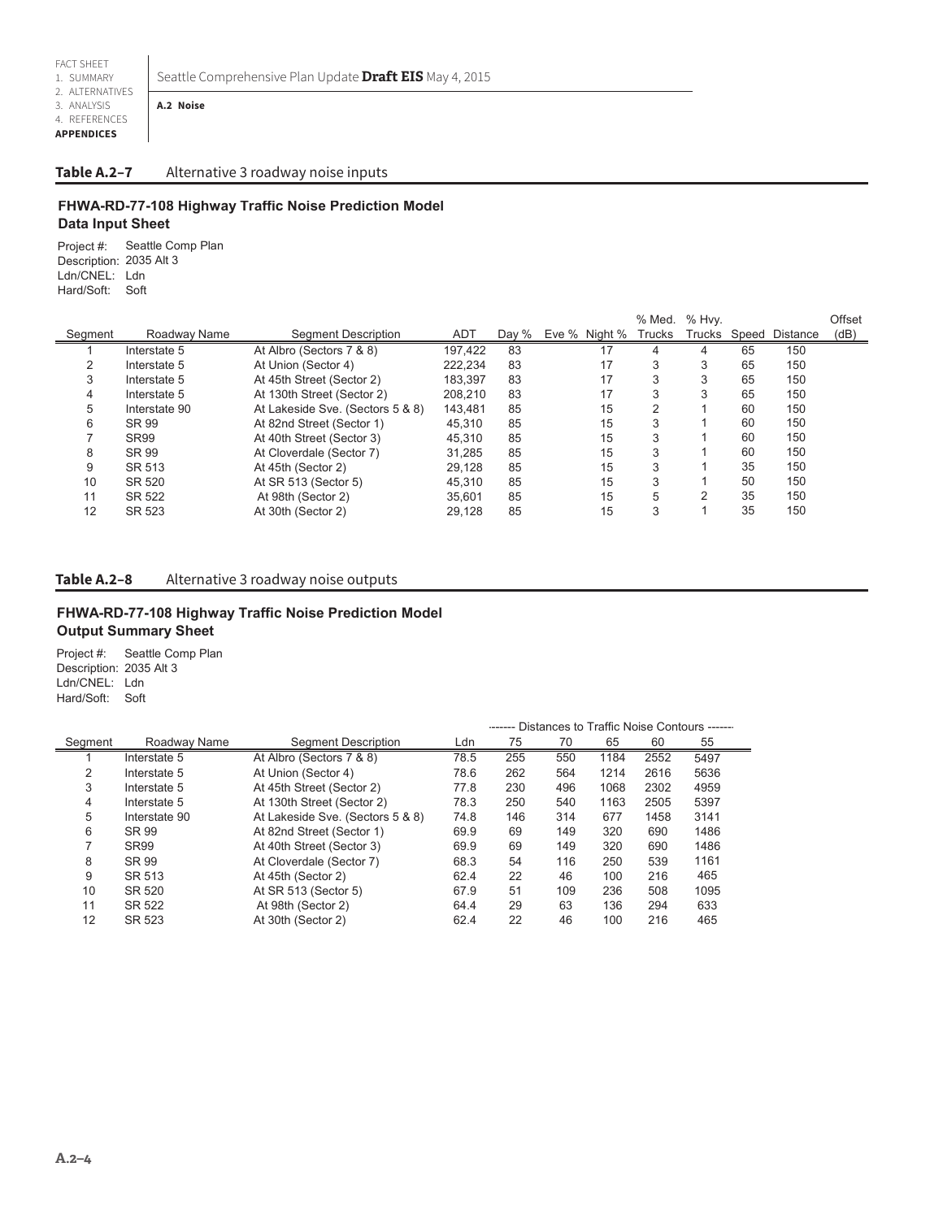**Table A.2–7** Alternative 3 roadway noise inputs

**FHWA-RD-77-108 Highway Traffic Noise Prediction Model**
**Data Input Sheet**

Project #: Seattle Comp Plan
Description: 2035 Alt 3
Ldn/CNEL: Ldn
Hard/Soft: Soft

| Segment | Roadway Name | Segment Description | ADT | Day % | Eve % | Night % | % Med. Trucks | % Hvy. Trucks | Speed | Distance | Offset (dB) |
|---|---|---|---|---|---|---|---|---|---|---|---|
| 1 | Interstate 5 | At Albro (Sectors 7 & 8) | 197,422 | 83 | | 17 | 4 | 4 | 65 | 150 | |
| 2 | Interstate 5 | At Union (Sector 4) | 222,234 | 83 | | 17 | 3 | 3 | 65 | 150 | |
| 3 | Interstate 5 | At 45th Street (Sector 2) | 183,397 | 83 | | 17 | 3 | 3 | 65 | 150 | |
| 4 | Interstate 5 | At 130th Street (Sector 2) | 208,210 | 83 | | 17 | 3 | 3 | 65 | 150 | |
| 5 | Interstate 90 | At Lakeside Sve. (Sectors 5 & 8) | 143,481 | 85 | | 15 | 2 | 1 | 60 | 150 | |
| 6 | SR 99 | At 82nd Street (Sector 1) | 45,310 | 85 | | 15 | 3 | 1 | 60 | 150 | |
| 7 | SR99 | At 40th Street (Sector 3) | 45,310 | 85 | | 15 | 3 | 1 | 60 | 150 | |
| 8 | SR 99 | At Cloverdale (Sector 7) | 31,285 | 85 | | 15 | 3 | 1 | 60 | 150 | |
| 9 | SR 513 | At 45th (Sector 2) | 29,128 | 85 | | 15 | 3 | 1 | 35 | 150 | |
| 10 | SR 520 | At SR 513 (Sector 5) | 45,310 | 85 | | 15 | 3 | 1 | 50 | 150 | |
| 11 | SR 522 | At 98th (Sector 2) | 35,601 | 85 | | 15 | 5 | 2 | 35 | 150 | |
| 12 | SR 523 | At 30th (Sector 2) | 29,128 | 85 | | 15 | 3 | 1 | 35 | 150 | |

**Table A.2–8** Alternative 3 roadway noise outputs

**FHWA-RD-77-108 Highway Traffic Noise Prediction Model**
**Output Summary Sheet**

Project #: Seattle Comp Plan
Description: 2035 Alt 3
Ldn/CNEL: Ldn
Hard/Soft: Soft

| | | | | Distances to Traffic Noise Contours | | | | |
|---|---|---|---|---|---|---|---|---|
| Segment | Roadway Name | Segment Description | Ldn | 75 | 70 | 65 | 60 | 55 |
| 1 | Interstate 5 | At Albro (Sectors 7 & 8) | 78.5 | 255 | 550 | 1184 | 2552 | 5497 |
| 2 | Interstate 5 | At Union (Sector 4) | 78.6 | 262 | 564 | 1214 | 2616 | 5636 |
| 3 | Interstate 5 | At 45th Street (Sector 2) | 77.8 | 230 | 496 | 1068 | 2302 | 4959 |
| 4 | Interstate 5 | At 130th Street (Sector 2) | 78.3 | 250 | 540 | 1163 | 2505 | 5397 |
| 5 | Interstate 90 | At Lakeside Sve. (Sectors 5 & 8) | 74.8 | 146 | 314 | 677 | 1458 | 3141 |
| 6 | SR 99 | At 82nd Street (Sector 1) | 69.9 | 69 | 149 | 320 | 690 | 1486 |
| 7 | SR99 | At 40th Street (Sector 3) | 69.9 | 69 | 149 | 320 | 690 | 1486 |
| 8 | SR 99 | At Cloverdale (Sector 7) | 68.3 | 54 | 116 | 250 | 539 | 1161 |
| 9 | SR 513 | At 45th (Sector 2) | 62.4 | 22 | 46 | 100 | 216 | 465 |
| 10 | SR 520 | At SR 513 (Sector 5) | 67.9 | 51 | 109 | 236 | 508 | 1095 |
| 11 | SR 522 | At 98th (Sector 2) | 64.4 | 29 | 63 | 136 | 294 | 633 |
| 12 | SR 523 | At 30th (Sector 2) | 62.4 | 22 | 46 | 100 | 216 | 465 |